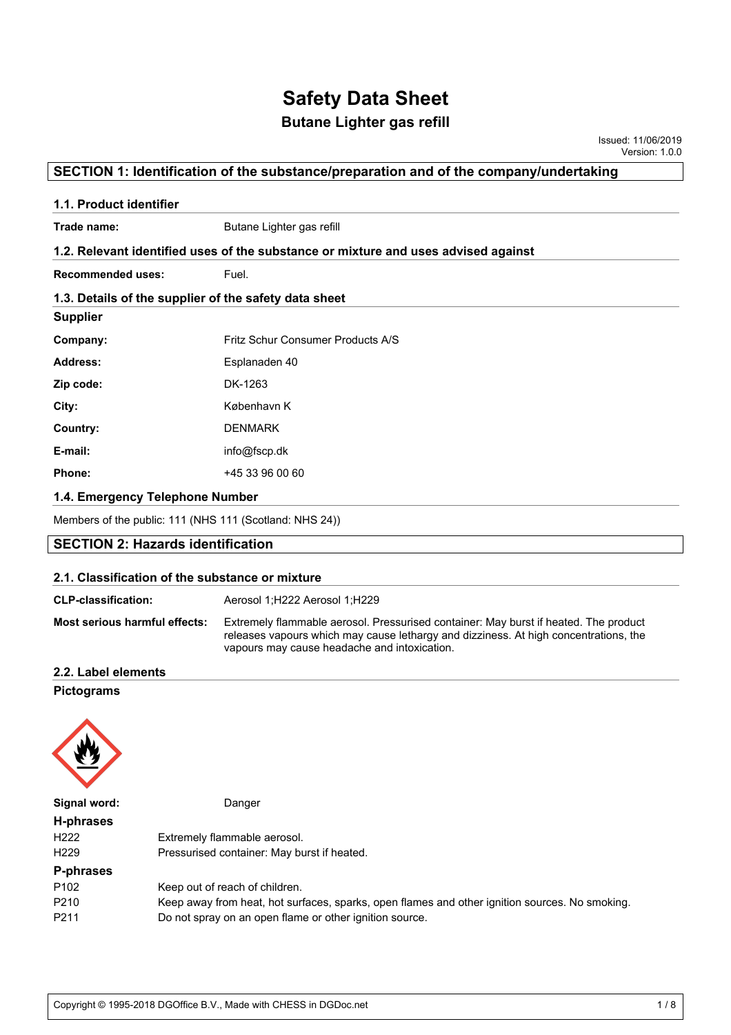# Safety Data Sheet

## Butane Lighter gas refill

Issued: 11/06/2019
Version: 1.0.0

## SECTION 1: Identification of the substance/preparation and of the company/undertaking

### 1.1. Product identifier

**Trade name:** Butane Lighter gas refill

### 1.2. Relevant identified uses of the substance or mixture and uses advised against

**Recommended uses:** Fuel.

### 1.3. Details of the supplier of the safety data sheet

**Supplier**

**Company:** Fritz Schur Consumer Products A/S

**Address:** Esplanaden 40

**Zip code:** DK-1263

**City:** København K

**Country:** DENMARK

**E-mail:** info@fscp.dk

**Phone:** +45 33 96 00 60

### 1.4. Emergency Telephone Number

Members of the public: 111 (NHS 111 (Scotland: NHS 24))

## SECTION 2: Hazards identification

### 2.1. Classification of the substance or mixture

**CLP-classification:** Aerosol 1;H222 Aerosol 1;H229

**Most serious harmful effects:** Extremely flammable aerosol. Pressurised container: May burst if heated. The product releases vapours which may cause lethargy and dizziness. At high concentrations, the vapours may cause headache and intoxication.

### 2.2. Label elements

**Pictograms**

**Signal word:** Danger

**H-phrases**

| | |
|---|---|
| H222 | Extremely flammable aerosol. |
| H229 | Pressurised container: May burst if heated. |

**P-phrases**

| | |
|---|---|
| P102 | Keep out of reach of children. |
| P210 | Keep away from heat, hot surfaces, sparks, open flames and other ignition sources. No smoking. |
| P211 | Do not spray on an open flame or other ignition source. |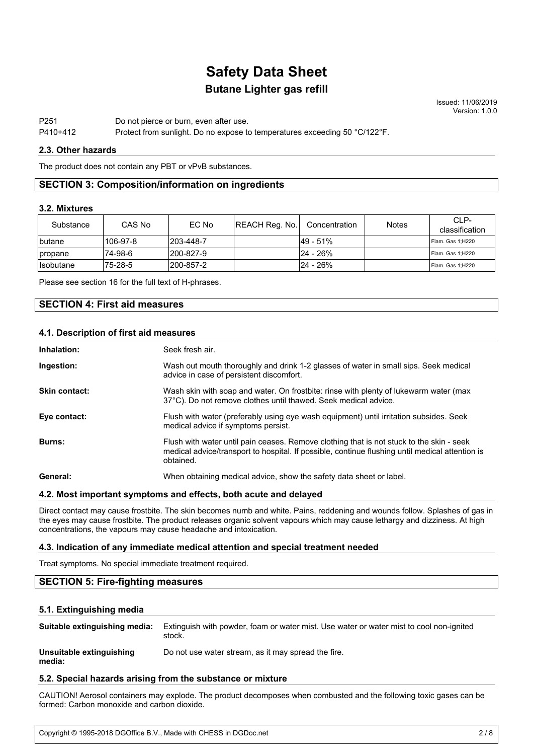| | |
|---|---|
| P251 | Do not pierce or burn, even after use. |
| P410+412 | Protect from sunlight. Do no expose to temperatures exceeding 50 °C/122°F. |

### 2.3. Other hazards

The product does not contain any PBT or vPvB substances.

## SECTION 3: Composition/information on ingredients

### 3.2. Mixtures

| Substance | CAS No | EC No | REACH Reg. No. | Concentration | Notes | CLP-classification |
|---|---|---|---|---|---|---|
| butane | 106-97-8 | 203-448-7 | | 49 - 51% | | Flam. Gas 1;H220 |
| propane | 74-98-6 | 200-827-9 | | 24 - 26% | | Flam. Gas 1;H220 |
| Isobutane | 75-28-5 | 200-857-2 | | 24 - 26% | | Flam. Gas 1;H220 |

Please see section 16 for the full text of H-phrases.

## SECTION 4: First aid measures

### 4.1. Description of first aid measures

**Inhalation:** Seek fresh air.

**Ingestion:** Wash out mouth thoroughly and drink 1-2 glasses of water in small sips. Seek medical advice in case of persistent discomfort.

**Skin contact:** Wash skin with soap and water. On frostbite: rinse with plenty of lukewarm water (max 37°C). Do not remove clothes until thawed. Seek medical advice.

**Eye contact:** Flush with water (preferably using eye wash equipment) until irritation subsides. Seek medical advice if symptoms persist.

**Burns:** Flush with water until pain ceases. Remove clothing that is not stuck to the skin - seek medical advice/transport to hospital. If possible, continue flushing until medical attention is obtained.

**General:** When obtaining medical advice, show the safety data sheet or label.

### 4.2. Most important symptoms and effects, both acute and delayed

Direct contact may cause frostbite. The skin becomes numb and white. Pains, reddening and wounds follow. Splashes of gas in the eyes may cause frostbite. The product releases organic solvent vapours which may cause lethargy and dizziness. At high concentrations, the vapours may cause headache and intoxication.

### 4.3. Indication of any immediate medical attention and special treatment needed

Treat symptoms. No special immediate treatment required.

## SECTION 5: Fire-fighting measures

### 5.1. Extinguishing media

**Suitable extinguishing media:** Extinguish with powder, foam or water mist. Use water or water mist to cool non-ignited stock.

**Unsuitable extinguishing media:** Do not use water stream, as it may spread the fire.

### 5.2. Special hazards arising from the substance or mixture

CAUTION! Aerosol containers may explode. The product decomposes when combusted and the following toxic gases can be formed: Carbon monoxide and carbon dioxide.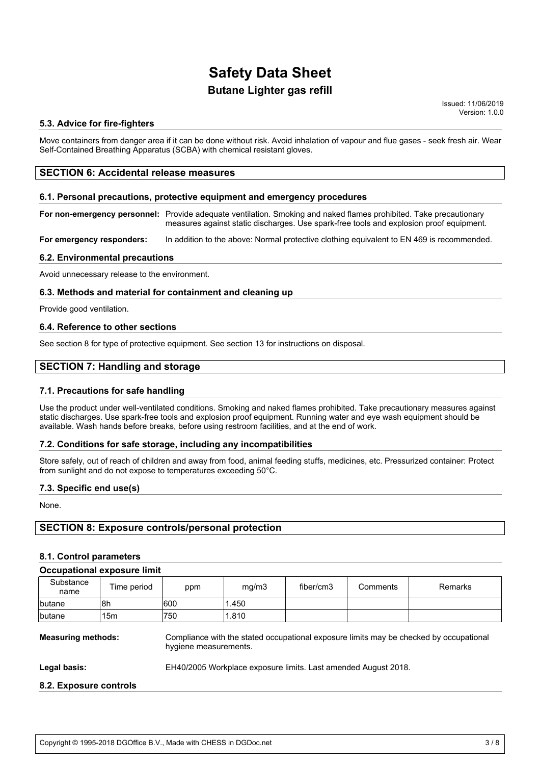### 5.3. Advice for fire-fighters

Move containers from danger area if it can be done without risk. Avoid inhalation of vapour and flue gases - seek fresh air. Wear Self-Contained Breathing Apparatus (SCBA) with chemical resistant gloves.

## SECTION 6: Accidental release measures

### 6.1. Personal precautions, protective equipment and emergency procedures

**For non-emergency personnel:** Provide adequate ventilation. Smoking and naked flames prohibited. Take precautionary measures against static discharges. Use spark-free tools and explosion proof equipment.

**For emergency responders:** In addition to the above: Normal protective clothing equivalent to EN 469 is recommended.

### 6.2. Environmental precautions

Avoid unnecessary release to the environment.

### 6.3. Methods and material for containment and cleaning up

Provide good ventilation.

### 6.4. Reference to other sections

See section 8 for type of protective equipment. See section 13 for instructions on disposal.

## SECTION 7: Handling and storage

### 7.1. Precautions for safe handling

Use the product under well-ventilated conditions. Smoking and naked flames prohibited. Take precautionary measures against static discharges. Use spark-free tools and explosion proof equipment. Running water and eye wash equipment should be available. Wash hands before breaks, before using restroom facilities, and at the end of work.

### 7.2. Conditions for safe storage, including any incompatibilities

Store safely, out of reach of children and away from food, animal feeding stuffs, medicines, etc. Pressurized container: Protect from sunlight and do not expose to temperatures exceeding 50°C.

### 7.3. Specific end use(s)

None.

## SECTION 8: Exposure controls/personal protection

### 8.1. Control parameters

**Occupational exposure limit**

| Substance name | Time period | ppm | mg/m3 | fiber/cm3 | Comments | Remarks |
|---|---|---|---|---|---|---|
| butane | 8h | 600 | 1.450 | | | |
| butane | 15m | 750 | 1.810 | | | |

**Measuring methods:** Compliance with the stated occupational exposure limits may be checked by occupational hygiene measurements.

**Legal basis:** EH40/2005 Workplace exposure limits. Last amended August 2018.

### 8.2. Exposure controls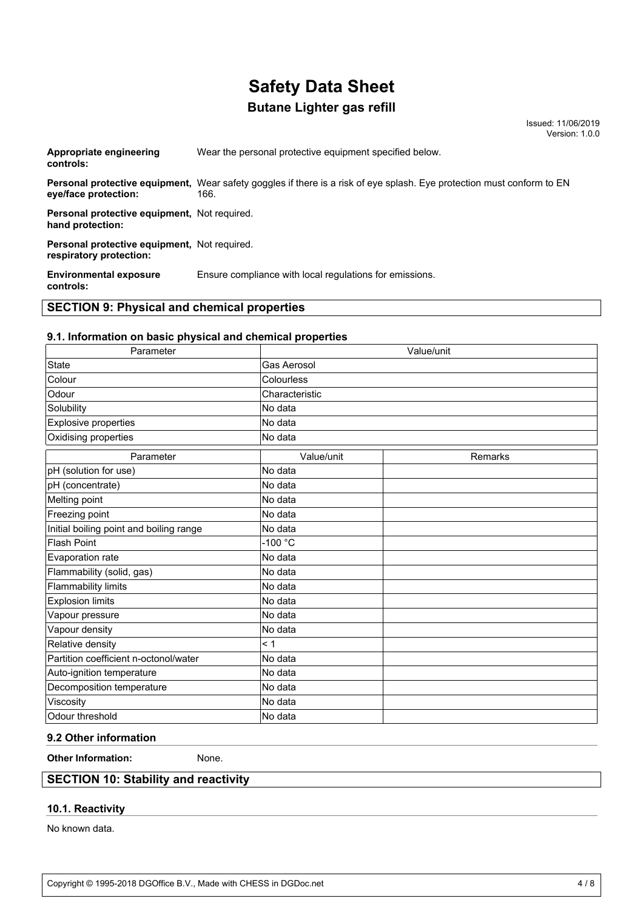**Appropriate engineering controls:** Wear the personal protective equipment specified below.

**Personal protective equipment, eye/face protection:** Wear safety goggles if there is a risk of eye splash. Eye protection must conform to EN 166.

**Personal protective equipment, hand protection:** Not required.

**Personal protective equipment, respiratory protection:** Not required.

**Environmental exposure controls:** Ensure compliance with local regulations for emissions.

## SECTION 9: Physical and chemical properties

### 9.1. Information on basic physical and chemical properties

| Parameter | Value/unit |
|---|---|
| State | Gas Aerosol |
| Colour | Colourless |
| Odour | Characteristic |
| Solubility | No data |
| Explosive properties | No data |
| Oxidising properties | No data |

| Parameter | Value/unit | Remarks |
|---|---|---|
| pH (solution for use) | No data | |
| pH (concentrate) | No data | |
| Melting point | No data | |
| Freezing point | No data | |
| Initial boiling point and boiling range | No data | |
| Flash Point | -100 °C | |
| Evaporation rate | No data | |
| Flammability (solid, gas) | No data | |
| Flammability limits | No data | |
| Explosion limits | No data | |
| Vapour pressure | No data | |
| Vapour density | No data | |
| Relative density | < 1 | |
| Partition coefficient n-octonol/water | No data | |
| Auto-ignition temperature | No data | |
| Decomposition temperature | No data | |
| Viscosity | No data | |
| Odour threshold | No data | |

### 9.2 Other information

**Other Information:** None.

## SECTION 10: Stability and reactivity

### 10.1. Reactivity

No known data.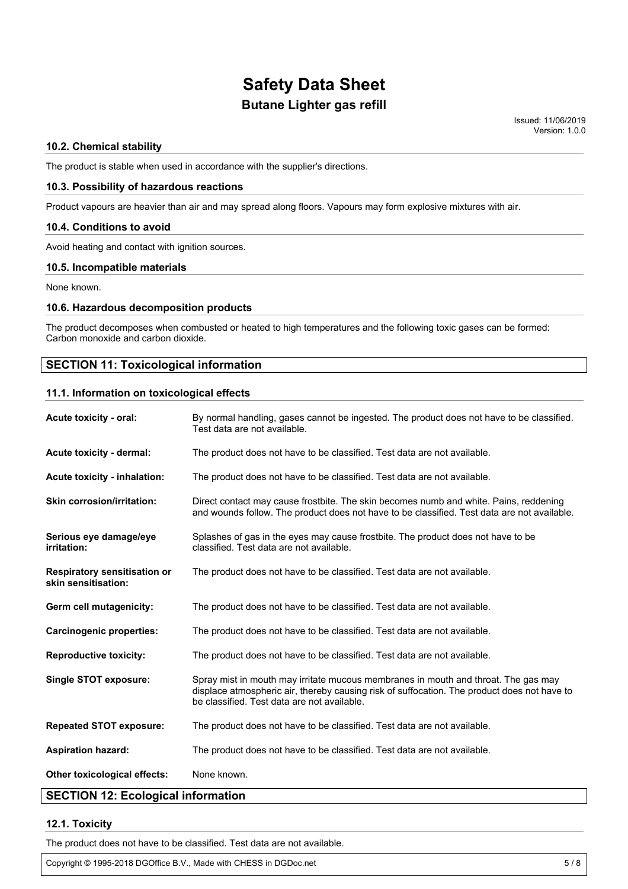### 10.2. Chemical stability

The product is stable when used in accordance with the supplier's directions.

### 10.3. Possibility of hazardous reactions

Product vapours are heavier than air and may spread along floors. Vapours may form explosive mixtures with air.

### 10.4. Conditions to avoid

Avoid heating and contact with ignition sources.

### 10.5. Incompatible materials

None known.

### 10.6. Hazardous decomposition products

The product decomposes when combusted or heated to high temperatures and the following toxic gases can be formed: Carbon monoxide and carbon dioxide.

## SECTION 11: Toxicological information

### 11.1. Information on toxicological effects

| | |
|---|---|
| **Acute toxicity - oral:** | By normal handling, gases cannot be ingested. The product does not have to be classified. Test data are not available. |
| **Acute toxicity - dermal:** | The product does not have to be classified. Test data are not available. |
| **Acute toxicity - inhalation:** | The product does not have to be classified. Test data are not available. |
| **Skin corrosion/irritation:** | Direct contact may cause frostbite. The skin becomes numb and white. Pains, reddening and wounds follow. The product does not have to be classified. Test data are not available. |
| **Serious eye damage/eye irritation:** | Splashes of gas in the eyes may cause frostbite. The product does not have to be classified. Test data are not available. |
| **Respiratory sensitisation or skin sensitisation:** | The product does not have to be classified. Test data are not available. |
| **Germ cell mutagenicity:** | The product does not have to be classified. Test data are not available. |
| **Carcinogenic properties:** | The product does not have to be classified. Test data are not available. |
| **Reproductive toxicity:** | The product does not have to be classified. Test data are not available. |
| **Single STOT exposure:** | Spray mist in mouth may irritate mucous membranes in mouth and throat. The gas may displace atmospheric air, thereby causing risk of suffocation. The product does not have to be classified. Test data are not available. |
| **Repeated STOT exposure:** | The product does not have to be classified. Test data are not available. |
| **Aspiration hazard:** | The product does not have to be classified. Test data are not available. |
| **Other toxicological effects:** | None known. |

## SECTION 12: Ecological information

### 12.1. Toxicity

The product does not have to be classified. Test data are not available.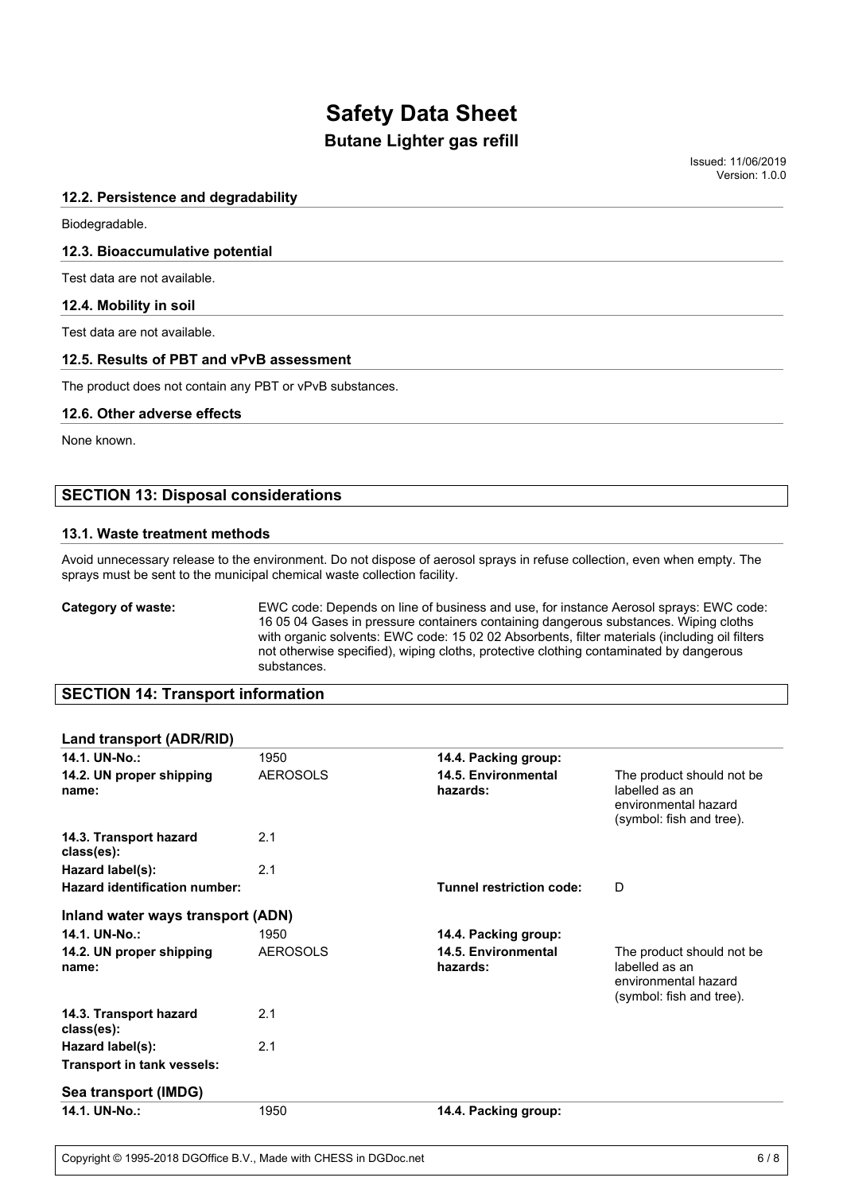#### 12.2. Persistence and degradability

Biodegradable.

#### 12.3. Bioaccumulative potential

Test data are not available.

#### 12.4. Mobility in soil

Test data are not available.

#### 12.5. Results of PBT and vPvB assessment

The product does not contain any PBT or vPvB substances.

#### 12.6. Other adverse effects

None known.

### SECTION 13: Disposal considerations

#### 13.1. Waste treatment methods

Avoid unnecessary release to the environment. Do not dispose of aerosol sprays in refuse collection, even when empty. The sprays must be sent to the municipal chemical waste collection facility.

**Category of waste:** EWC code: Depends on line of business and use, for instance Aerosol sprays: EWC code: 16 05 04 Gases in pressure containers containing dangerous substances. Wiping cloths with organic solvents: EWC code: 15 02 02 Absorbents, filter materials (including oil filters not otherwise specified), wiping cloths, protective clothing contaminated by dangerous substances.

### SECTION 14: Transport information

#### Land transport (ADR/RID)

| | | | |
|---|---|---|---|
| **14.1. UN-No.:** | 1950 | **14.4. Packing group:** | |
| **14.2. UN proper shipping name:** | AEROSOLS | **14.5. Environmental hazards:** | The product should not be labelled as an environmental hazard (symbol: fish and tree). |
| **14.3. Transport hazard class(es):** | 2.1 | | |
| **Hazard label(s):** | 2.1 | | |
| **Hazard identification number:** | | **Tunnel restriction code:** | D |

#### Inland water ways transport (ADN)

| | | | |
|---|---|---|---|
| **14.1. UN-No.:** | 1950 | **14.4. Packing group:** | |
| **14.2. UN proper shipping name:** | AEROSOLS | **14.5. Environmental hazards:** | The product should not be labelled as an environmental hazard (symbol: fish and tree). |
| **14.3. Transport hazard class(es):** | 2.1 | | |
| **Hazard label(s):** | 2.1 | | |
| **Transport in tank vessels:** | | | |

#### Sea transport (IMDG)

| | | | |
|---|---|---|---|
| **14.1. UN-No.:** | 1950 | **14.4. Packing group:** | |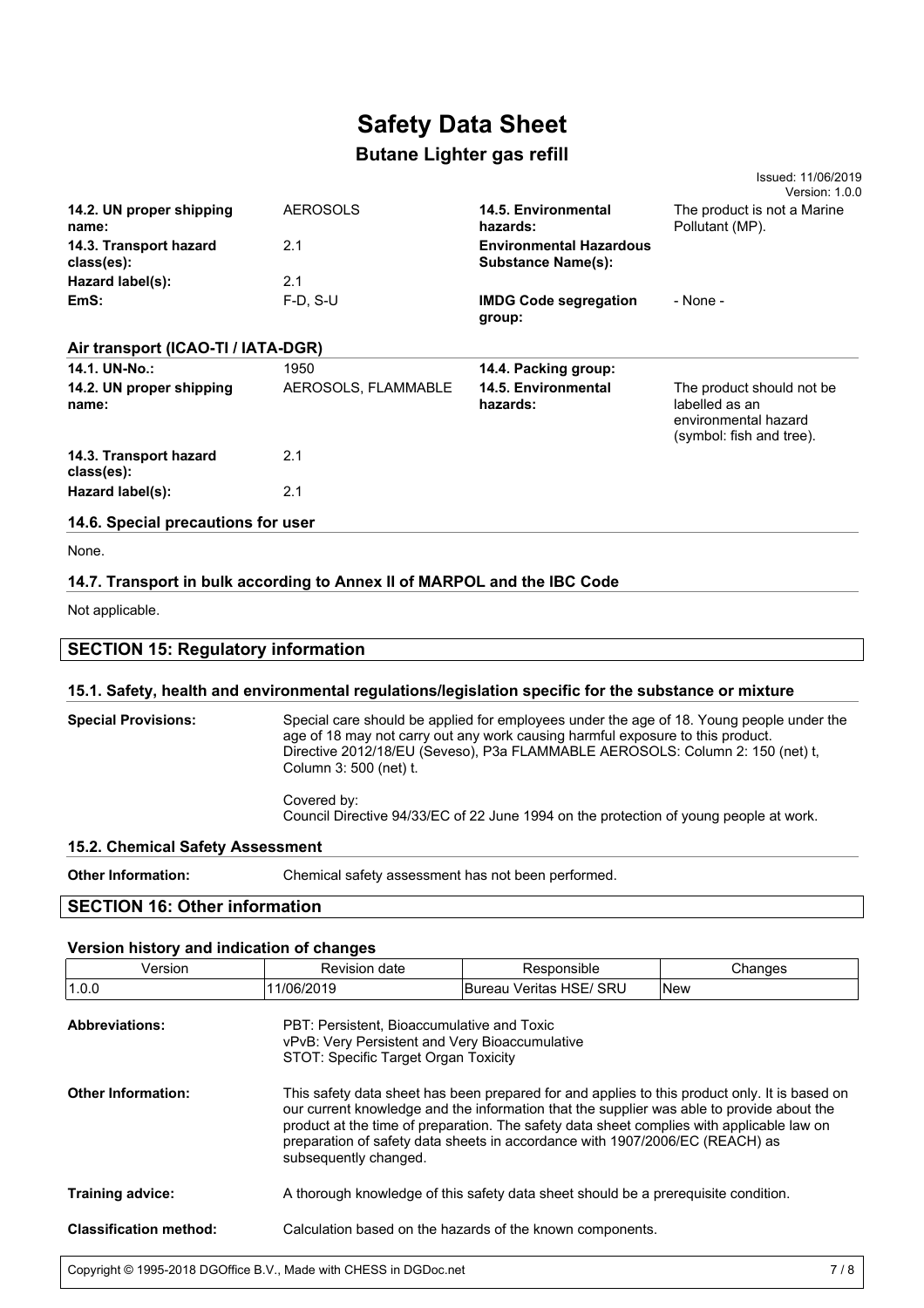| | | | |
|---|---|---|---|
| **14.2. UN proper shipping name:** | AEROSOLS | **14.5. Environmental hazards:** | The product is not a Marine Pollutant (MP). |
| **14.3. Transport hazard class(es):** | 2.1 | **Environmental Hazardous Substance Name(s):** | |
| **Hazard label(s):** | 2.1 | | |
| **EmS:** | F-D, S-U | **IMDG Code segregation group:** | - None - |

### Air transport (ICAO-TI / IATA-DGR)

| | | | |
|---|---|---|---|
| **14.1. UN-No.:** | 1950 | **14.4. Packing group:** | |
| **14.2. UN proper shipping name:** | AEROSOLS, FLAMMABLE | **14.5. Environmental hazards:** | The product should not be labelled as an environmental hazard (symbol: fish and tree). |
| **14.3. Transport hazard class(es):** | 2.1 | | |
| **Hazard label(s):** | 2.1 | | |

### 14.6. Special precautions for user

None.

### 14.7. Transport in bulk according to Annex II of MARPOL and the IBC Code

Not applicable.

## SECTION 15: Regulatory information

### 15.1. Safety, health and environmental regulations/legislation specific for the substance or mixture

**Special Provisions:** Special care should be applied for employees under the age of 18. Young people under the age of 18 may not carry out any work causing harmful exposure to this product. Directive 2012/18/EU (Seveso), P3a FLAMMABLE AEROSOLS: Column 2: 150 (net) t, Column 3: 500 (net) t.

Covered by:
Council Directive 94/33/EC of 22 June 1994 on the protection of young people at work.

### 15.2. Chemical Safety Assessment

**Other Information:** Chemical safety assessment has not been performed.

## SECTION 16: Other information

### Version history and indication of changes

| Version | Revision date | Responsible | Changes |
|---|---|---|---|
| 1.0.0 | 11/06/2019 | Bureau Veritas HSE/ SRU | New |

**Abbreviations:**
PBT: Persistent, Bioaccumulative and Toxic
vPvB: Very Persistent and Very Bioaccumulative
STOT: Specific Target Organ Toxicity

**Other Information:** This safety data sheet has been prepared for and applies to this product only. It is based on our current knowledge and the information that the supplier was able to provide about the product at the time of preparation. The safety data sheet complies with applicable law on preparation of safety data sheets in accordance with 1907/2006/EC (REACH) as subsequently changed.

**Training advice:** A thorough knowledge of this safety data sheet should be a prerequisite condition.

**Classification method:** Calculation based on the hazards of the known components.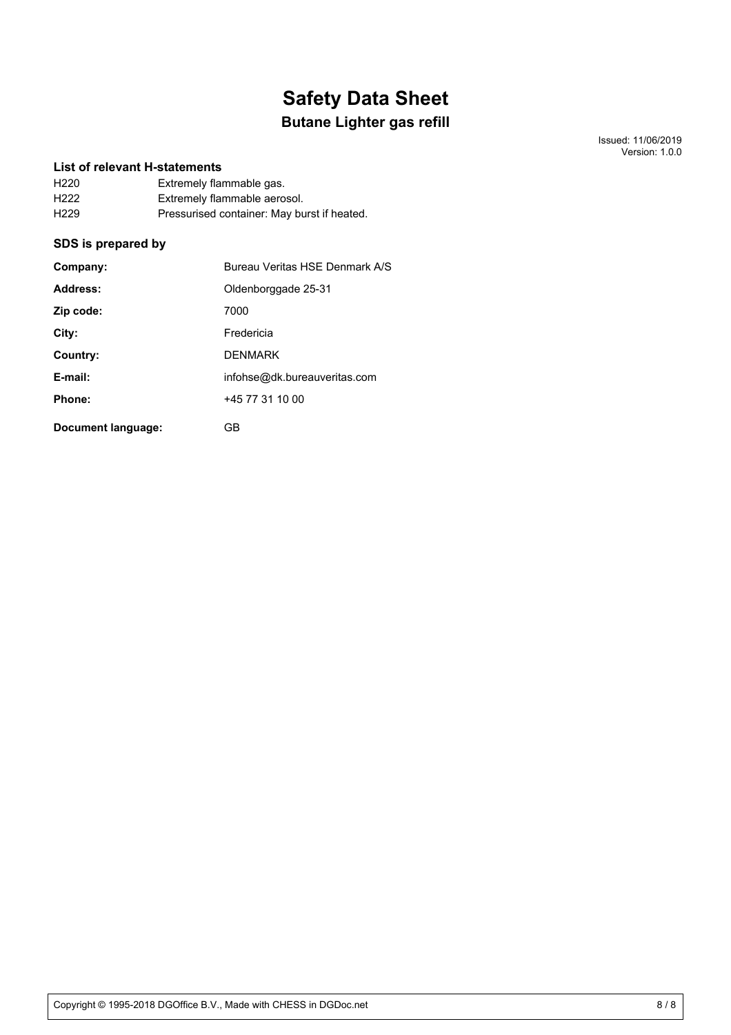# Safety Data Sheet

## Butane Lighter gas refill

Issued: 11/06/2019
Version: 1.0.0

### List of relevant H-statements

| | |
|---|---|
| H220 | Extremely flammable gas. |
| H222 | Extremely flammable aerosol. |
| H229 | Pressurised container: May burst if heated. |

### SDS is prepared by

| | |
|---|---|
| **Company:** | Bureau Veritas HSE Denmark A/S |
| **Address:** | Oldenborggade 25-31 |
| **Zip code:** | 7000 |
| **City:** | Fredericia |
| **Country:** | DENMARK |
| **E-mail:** | infohse@dk.bureauveritas.com |
| **Phone:** | +45 77 31 10 00 |
| **Document language:** | GB |

Copyright © 1995-2018 DGOffice B.V., Made with CHESS in DGDoc.net